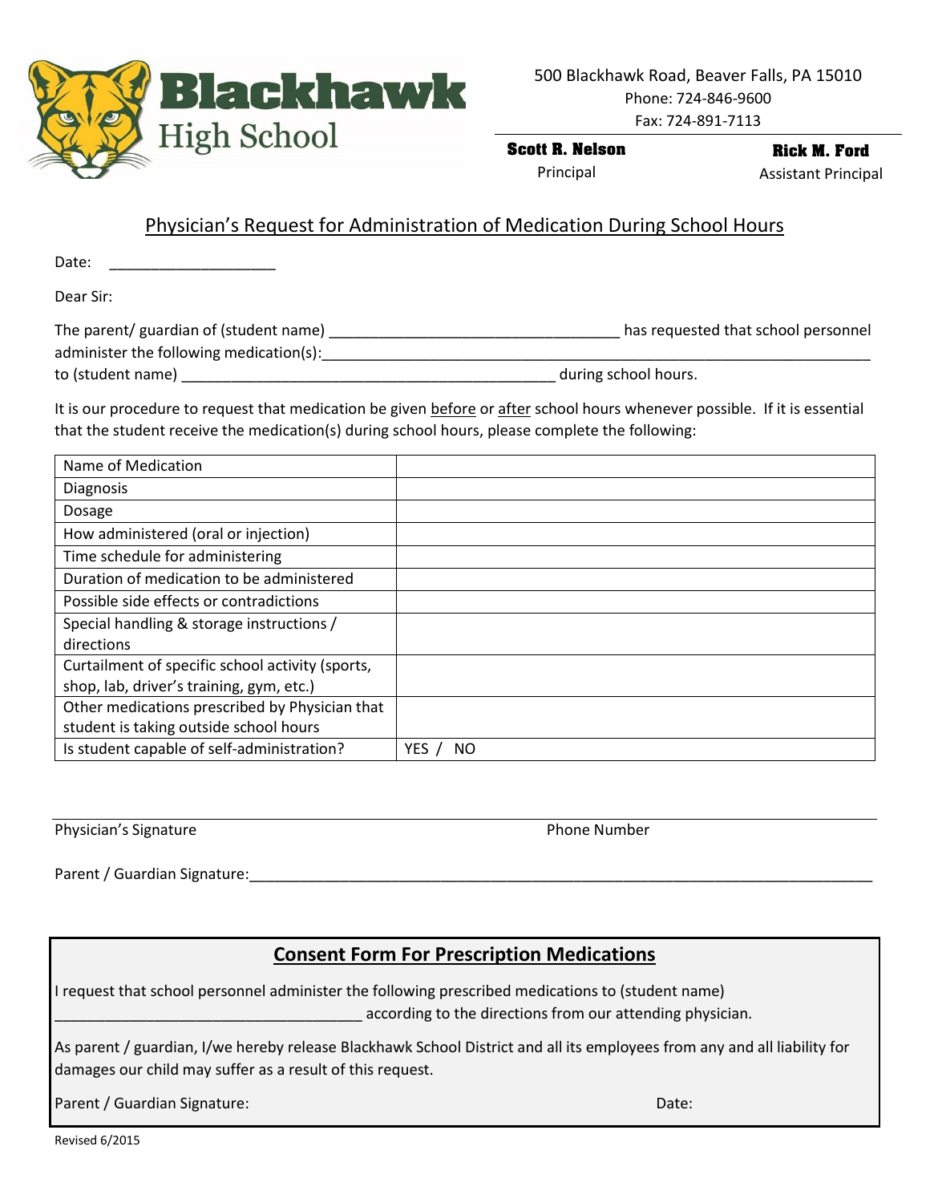**Blackhawk High School**

500 Blackhawk Road, Beaver Falls, PA 15010
Phone: 724-846-9600
Fax: 724-891-7113

**Scott R. Nelson**
Principal

**Rick M. Ford**
Assistant Principal

## Physician's Request for Administration of Medication During School Hours

Date: ____________________

Dear Sir:

The parent/ guardian of (student name) ___________________________________ has requested that school personnel administer the following medication(s):__________________________________________________________________ to (student name) ____________________________________________ during school hours.

It is our procedure to request that medication be given before or after school hours whenever possible. If it is essential that the student receive the medication(s) during school hours, please complete the following:

| | |
|---|---|
| Name of Medication | |
| Diagnosis | |
| Dosage | |
| How administered (oral or injection) | |
| Time schedule for administering | |
| Duration of medication to be administered | |
| Possible side effects or contradictions | |
| Special handling & storage instructions / directions | |
| Curtailment of specific school activity (sports, shop, lab, driver's training, gym, etc.) | |
| Other medications prescribed by Physician that student is taking outside school hours | |
| Is student capable of self-administration? | YES / NO |

_______________________________________________________________________________

Physician's Signature                                        Phone Number

Parent / Guardian Signature:_______________________________________________________________

## Consent Form For Prescription Medications

I request that school personnel administer the following prescribed medications to (student name) ____________________________________ according to the directions from our attending physician.

As parent / guardian, I/we hereby release Blackhawk School District and all its employees from any and all liability for damages our child may suffer as a result of this request.

Parent / Guardian Signature:                                        Date:

Revised 6/2015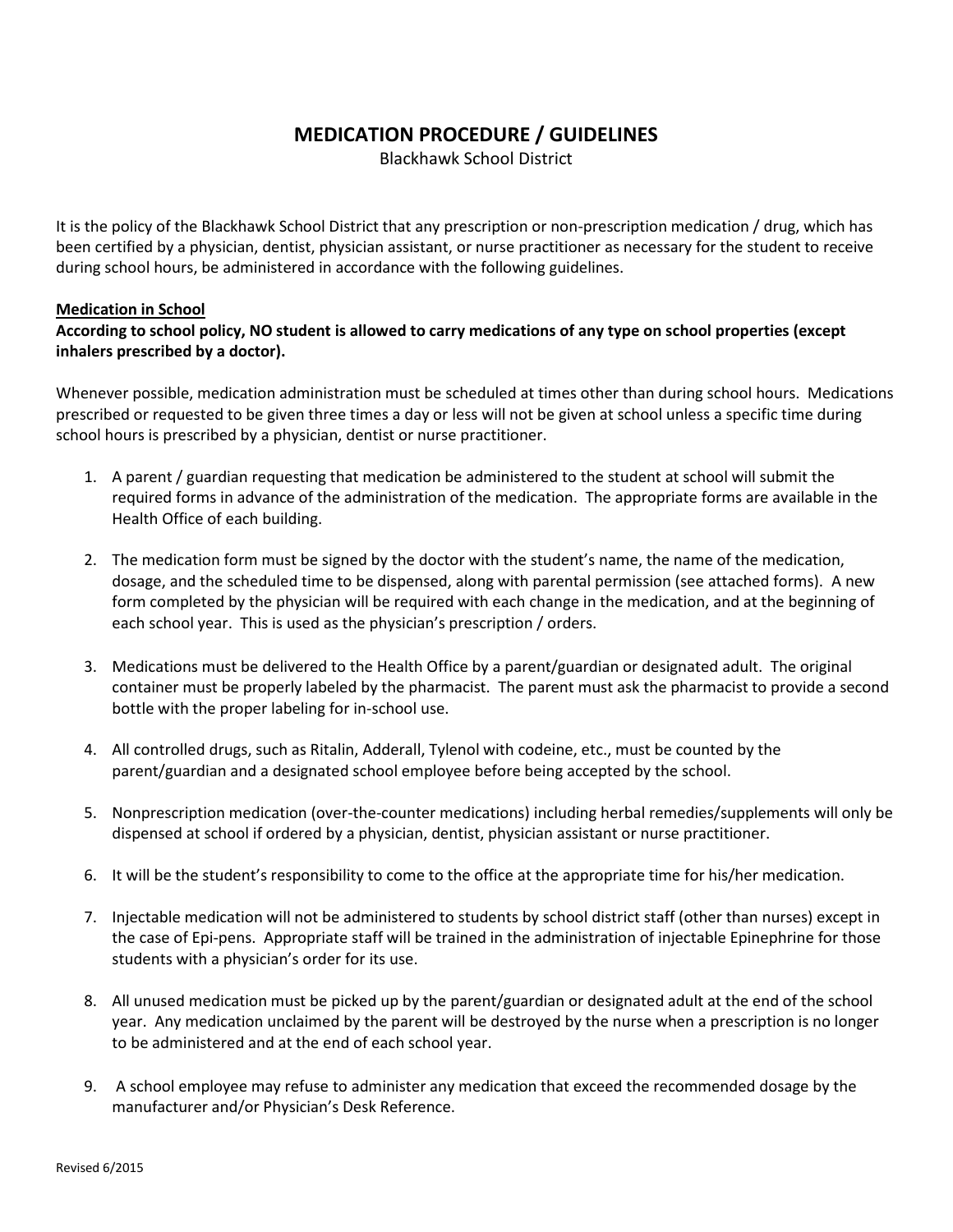# MEDICATION PROCEDURE / GUIDELINES

Blackhawk School District

It is the policy of the Blackhawk School District that any prescription or non-prescription medication / drug, which has been certified by a physician, dentist, physician assistant, or nurse practitioner as necessary for the student to receive during school hours, be administered in accordance with the following guidelines.

**Medication in School**

**According to school policy, NO student is allowed to carry medications of any type on school properties (except inhalers prescribed by a doctor).**

Whenever possible, medication administration must be scheduled at times other than during school hours. Medications prescribed or requested to be given three times a day or less will not be given at school unless a specific time during school hours is prescribed by a physician, dentist or nurse practitioner.

1. A parent / guardian requesting that medication be administered to the student at school will submit the required forms in advance of the administration of the medication. The appropriate forms are available in the Health Office of each building.

2. The medication form must be signed by the doctor with the student's name, the name of the medication, dosage, and the scheduled time to be dispensed, along with parental permission (see attached forms). A new form completed by the physician will be required with each change in the medication, and at the beginning of each school year. This is used as the physician's prescription / orders.

3. Medications must be delivered to the Health Office by a parent/guardian or designated adult. The original container must be properly labeled by the pharmacist. The parent must ask the pharmacist to provide a second bottle with the proper labeling for in-school use.

4. All controlled drugs, such as Ritalin, Adderall, Tylenol with codeine, etc., must be counted by the parent/guardian and a designated school employee before being accepted by the school.

5. Nonprescription medication (over-the-counter medications) including herbal remedies/supplements will only be dispensed at school if ordered by a physician, dentist, physician assistant or nurse practitioner.

6. It will be the student's responsibility to come to the office at the appropriate time for his/her medication.

7. Injectable medication will not be administered to students by school district staff (other than nurses) except in the case of Epi-pens. Appropriate staff will be trained in the administration of injectable Epinephrine for those students with a physician's order for its use.

8. All unused medication must be picked up by the parent/guardian or designated adult at the end of the school year. Any medication unclaimed by the parent will be destroyed by the nurse when a prescription is no longer to be administered and at the end of each school year.

9. A school employee may refuse to administer any medication that exceed the recommended dosage by the manufacturer and/or Physician's Desk Reference.

Revised 6/2015